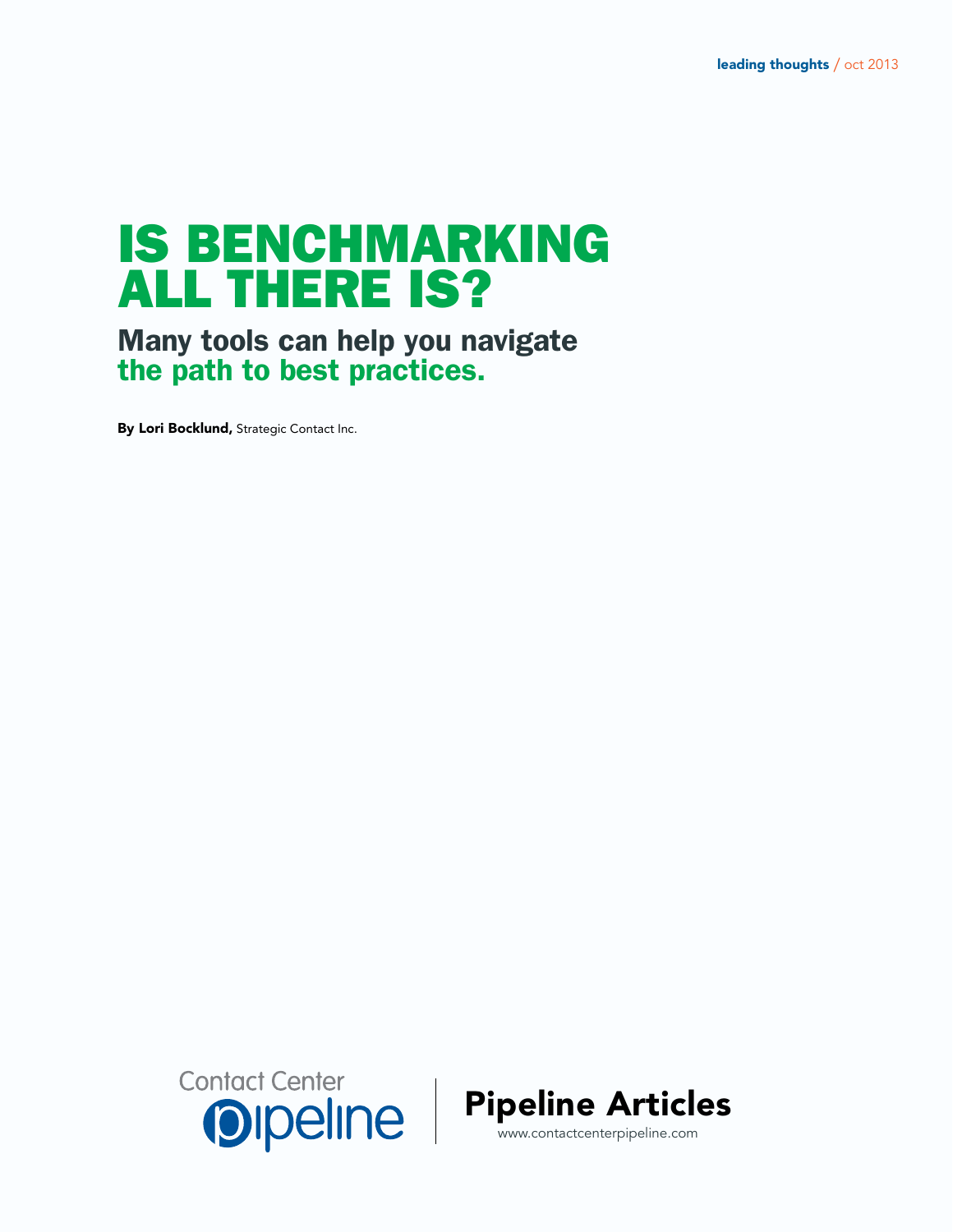leading thoughts / oct 2013

# IS BENCHMARKING ALL THERE IS?

## Many tools can help you navigate the path to best practices.

**By Lori Bocklund,** Strategic Contact Inc.

Contact Center pipeline | Pipeline Articles
www.contactcenterpipeline.com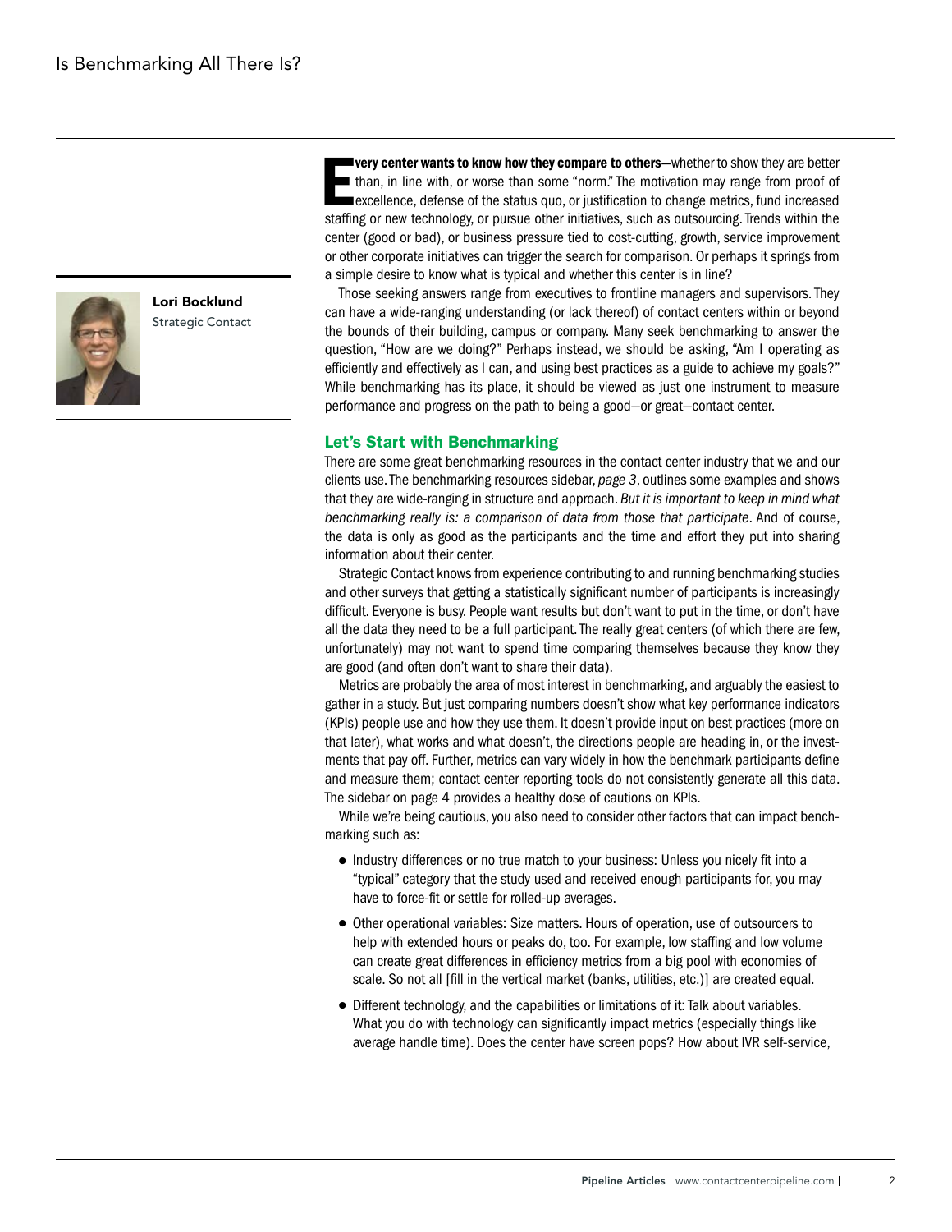**Lori Bocklund**
Strategic Contact

**Every center wants to know how they compare to others—**whether to show they are better than, in line with, or worse than some "norm." The motivation may range from proof of excellence, defense of the status quo, or justification to change metrics, fund increased staffing or new technology, or pursue other initiatives, such as outsourcing. Trends within the center (good or bad), or business pressure tied to cost-cutting, growth, service improvement or other corporate initiatives can trigger the search for comparison. Or perhaps it springs from a simple desire to know what is typical and whether this center is in line?

Those seeking answers range from executives to frontline managers and supervisors. They can have a wide-ranging understanding (or lack thereof) of contact centers within or beyond the bounds of their building, campus or company. Many seek benchmarking to answer the question, "How are we doing?" Perhaps instead, we should be asking, "Am I operating as efficiently and effectively as I can, and using best practices as a guide to achieve my goals?" While benchmarking has its place, it should be viewed as just one instrument to measure performance and progress on the path to being a good—or great—contact center.

## Let's Start with Benchmarking

There are some great benchmarking resources in the contact center industry that we and our clients use. The benchmarking resources sidebar, *page 3*, outlines some examples and shows that they are wide-ranging in structure and approach. *But it is important to keep in mind what benchmarking really is: a comparison of data from those that participate*. And of course, the data is only as good as the participants and the time and effort they put into sharing information about their center.

Strategic Contact knows from experience contributing to and running benchmarking studies and other surveys that getting a statistically significant number of participants is increasingly difficult. Everyone is busy. People want results but don't want to put in the time, or don't have all the data they need to be a full participant. The really great centers (of which there are few, unfortunately) may not want to spend time comparing themselves because they know they are good (and often don't want to share their data).

Metrics are probably the area of most interest in benchmarking, and arguably the easiest to gather in a study. But just comparing numbers doesn't show what key performance indicators (KPIs) people use and how they use them. It doesn't provide input on best practices (more on that later), what works and what doesn't, the directions people are heading in, or the investments that pay off. Further, metrics can vary widely in how the benchmark participants define and measure them; contact center reporting tools do not consistently generate all this data. The sidebar on page 4 provides a healthy dose of cautions on KPIs.

While we're being cautious, you also need to consider other factors that can impact benchmarking such as:

- Industry differences or no true match to your business: Unless you nicely fit into a "typical" category that the study used and received enough participants for, you may have to force-fit or settle for rolled-up averages.
- Other operational variables: Size matters. Hours of operation, use of outsourcers to help with extended hours or peaks do, too. For example, low staffing and low volume can create great differences in efficiency metrics from a big pool with economies of scale. So not all [fill in the vertical market (banks, utilities, etc.)] are created equal.
- Different technology, and the capabilities or limitations of it: Talk about variables. What you do with technology can significantly impact metrics (especially things like average handle time). Does the center have screen pops? How about IVR self-service,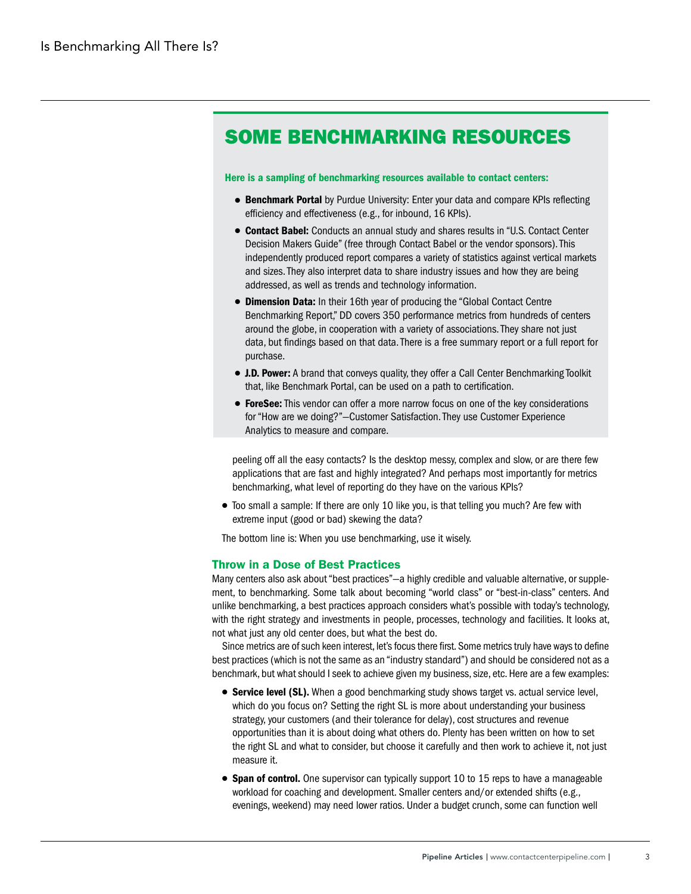## SOME BENCHMARKING RESOURCES

**Here is a sampling of benchmarking resources available to contact centers:**

- **Benchmark Portal** by Purdue University: Enter your data and compare KPIs reflecting efficiency and effectiveness (e.g., for inbound, 16 KPIs).
- **Contact Babel:** Conducts an annual study and shares results in "U.S. Contact Center Decision Makers Guide" (free through Contact Babel or the vendor sponsors). This independently produced report compares a variety of statistics against vertical markets and sizes. They also interpret data to share industry issues and how they are being addressed, as well as trends and technology information.
- **Dimension Data:** In their 16th year of producing the "Global Contact Centre Benchmarking Report," DD covers 350 performance metrics from hundreds of centers around the globe, in cooperation with a variety of associations. They share not just data, but findings based on that data. There is a free summary report or a full report for purchase.
- **J.D. Power:** A brand that conveys quality, they offer a Call Center Benchmarking Toolkit that, like Benchmark Portal, can be used on a path to certification.
- **ForeSee:** This vendor can offer a more narrow focus on one of the key considerations for "How are we doing?"—Customer Satisfaction. They use Customer Experience Analytics to measure and compare.

peeling off all the easy contacts? Is the desktop messy, complex and slow, or are there few applications that are fast and highly integrated? And perhaps most importantly for metrics benchmarking, what level of reporting do they have on the various KPIs?

- Too small a sample: If there are only 10 like you, is that telling you much? Are few with extreme input (good or bad) skewing the data?

The bottom line is: When you use benchmarking, use it wisely.

### Throw in a Dose of Best Practices

Many centers also ask about "best practices"—a highly credible and valuable alternative, or supplement, to benchmarking. Some talk about becoming "world class" or "best-in-class" centers. And unlike benchmarking, a best practices approach considers what's possible with today's technology, with the right strategy and investments in people, processes, technology and facilities. It looks at, not what just any old center does, but what the best do.

Since metrics are of such keen interest, let's focus there first. Some metrics truly have ways to define best practices (which is not the same as an "industry standard") and should be considered not as a benchmark, but what should I seek to achieve given my business, size, etc. Here are a few examples:

- **Service level (SL).** When a good benchmarking study shows target vs. actual service level, which do you focus on? Setting the right SL is more about understanding your business strategy, your customers (and their tolerance for delay), cost structures and revenue opportunities than it is about doing what others do. Plenty has been written on how to set the right SL and what to consider, but choose it carefully and then work to achieve it, not just measure it.
- **Span of control.** One supervisor can typically support 10 to 15 reps to have a manageable workload for coaching and development. Smaller centers and/or extended shifts (e.g., evenings, weekend) may need lower ratios. Under a budget crunch, some can function well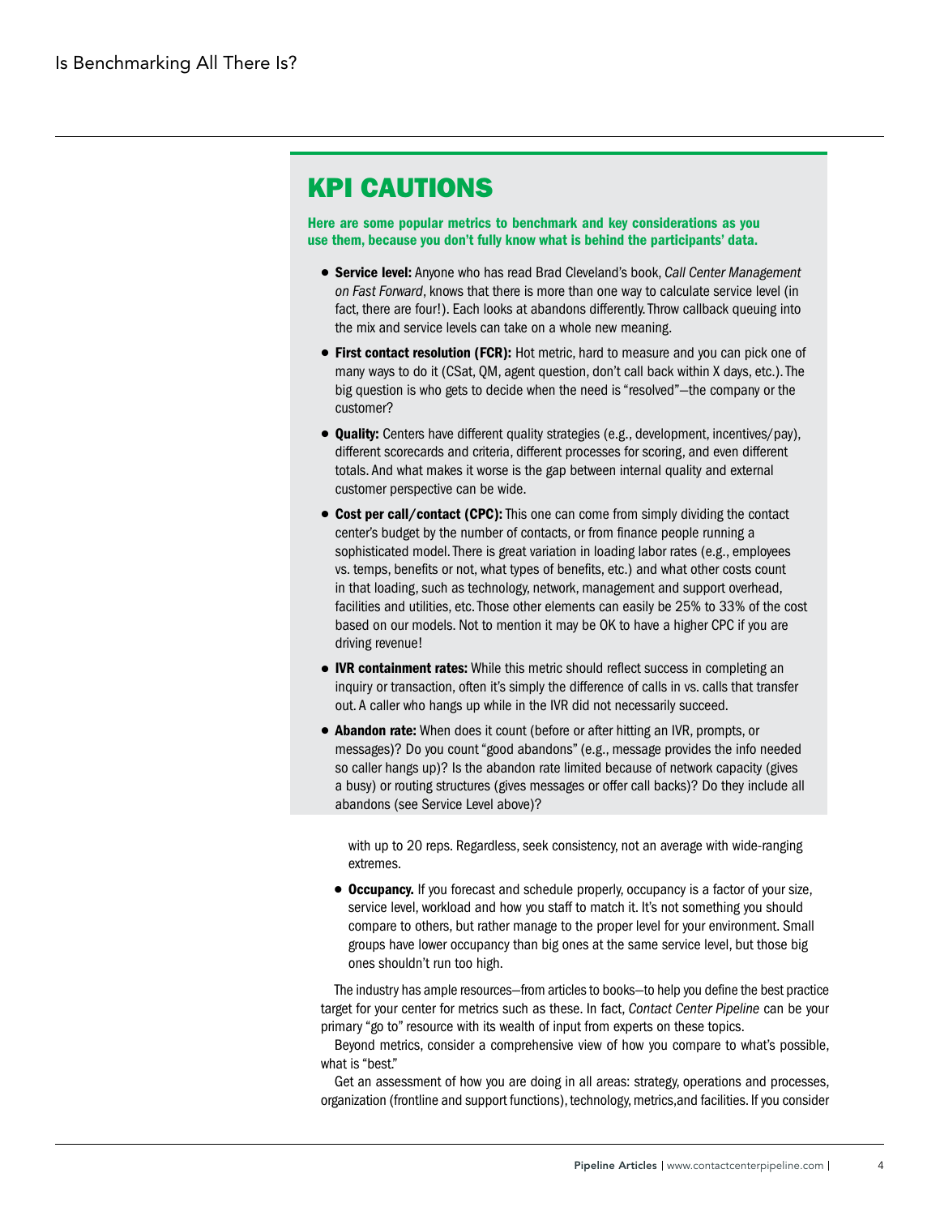## KPI CAUTIONS

**Here are some popular metrics to benchmark and key considerations as you use them, because you don't fully know what is behind the participants' data.**

- **Service level:** Anyone who has read Brad Cleveland's book, *Call Center Management on Fast Forward*, knows that there is more than one way to calculate service level (in fact, there are four!). Each looks at abandons differently. Throw callback queuing into the mix and service levels can take on a whole new meaning.
- **First contact resolution (FCR):** Hot metric, hard to measure and you can pick one of many ways to do it (CSat, QM, agent question, don't call back within X days, etc.). The big question is who gets to decide when the need is "resolved"—the company or the customer?
- **Quality:** Centers have different quality strategies (e.g., development, incentives/pay), different scorecards and criteria, different processes for scoring, and even different totals. And what makes it worse is the gap between internal quality and external customer perspective can be wide.
- **Cost per call/contact (CPC):** This one can come from simply dividing the contact center's budget by the number of contacts, or from finance people running a sophisticated model. There is great variation in loading labor rates (e.g., employees vs. temps, benefits or not, what types of benefits, etc.) and what other costs count in that loading, such as technology, network, management and support overhead, facilities and utilities, etc. Those other elements can easily be 25% to 33% of the cost based on our models. Not to mention it may be OK to have a higher CPC if you are driving revenue!
- **IVR containment rates:** While this metric should reflect success in completing an inquiry or transaction, often it's simply the difference of calls in vs. calls that transfer out. A caller who hangs up while in the IVR did not necessarily succeed.
- **Abandon rate:** When does it count (before or after hitting an IVR, prompts, or messages)? Do you count "good abandons" (e.g., message provides the info needed so caller hangs up)? Is the abandon rate limited because of network capacity (gives a busy) or routing structures (gives messages or offer call backs)? Do they include all abandons (see Service Level above)?

with up to 20 reps. Regardless, seek consistency, not an average with wide-ranging extremes.

- **Occupancy.** If you forecast and schedule properly, occupancy is a factor of your size, service level, workload and how you staff to match it. It's not something you should compare to others, but rather manage to the proper level for your environment. Small groups have lower occupancy than big ones at the same service level, but those big ones shouldn't run too high.

The industry has ample resources—from articles to books—to help you define the best practice target for your center for metrics such as these. In fact, *Contact Center Pipeline* can be your primary "go to" resource with its wealth of input from experts on these topics.

Beyond metrics, consider a comprehensive view of how you compare to what's possible, what is "best."

Get an assessment of how you are doing in all areas: strategy, operations and processes, organization (frontline and support functions), technology, metrics, and facilities. If you consider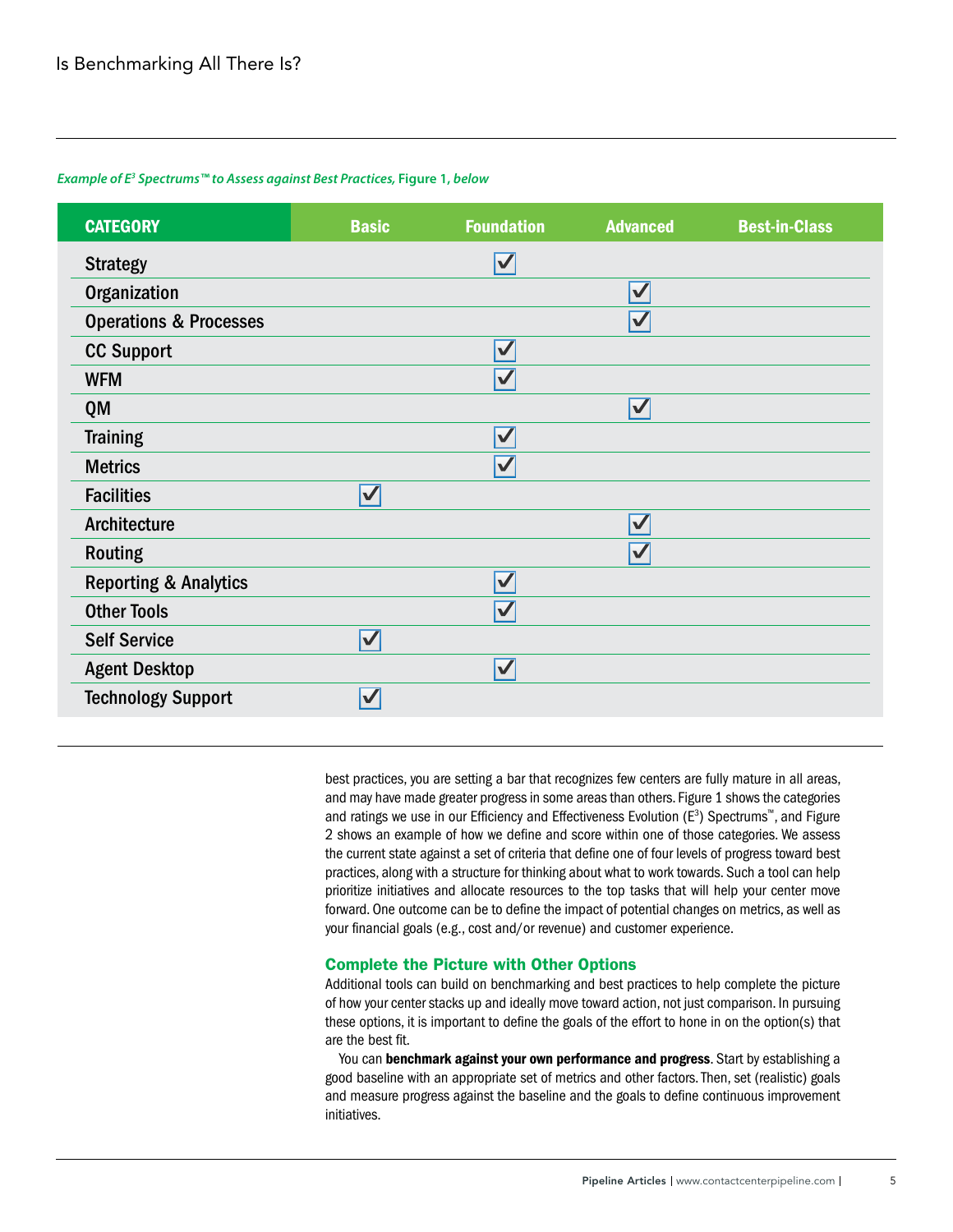*Example of E³ Spectrums™ to Assess against Best Practices,* Figure 1, *below*

| CATEGORY | Basic | Foundation | Advanced | Best-in-Class |
|---|---|---|---|---|
| Strategy | | ✓ | | |
| Organization | | | ✓ | |
| Operations & Processes | | | ✓ | |
| CC Support | | ✓ | | |
| WFM | | ✓ | | |
| QM | | | ✓ | |
| Training | | ✓ | | |
| Metrics | | ✓ | | |
| Facilities | ✓ | | | |
| Architecture | | | ✓ | |
| Routing | | | ✓ | |
| Reporting & Analytics | | ✓ | | |
| Other Tools | | ✓ | | |
| Self Service | ✓ | | | |
| Agent Desktop | | ✓ | | |
| Technology Support | ✓ | | | |

best practices, you are setting a bar that recognizes few centers are fully mature in all areas, and may have made greater progress in some areas than others. Figure 1 shows the categories and ratings we use in our Efficiency and Effectiveness Evolution (E³) Spectrums™, and Figure 2 shows an example of how we define and score within one of those categories. We assess the current state against a set of criteria that define one of four levels of progress toward best practices, along with a structure for thinking about what to work towards. Such a tool can help prioritize initiatives and allocate resources to the top tasks that will help your center move forward. One outcome can be to define the impact of potential changes on metrics, as well as your financial goals (e.g., cost and/or revenue) and customer experience.

### Complete the Picture with Other Options

Additional tools can build on benchmarking and best practices to help complete the picture of how your center stacks up and ideally move toward action, not just comparison. In pursuing these options, it is important to define the goals of the effort to hone in on the option(s) that are the best fit.

You can **benchmark against your own performance and progress**. Start by establishing a good baseline with an appropriate set of metrics and other factors. Then, set (realistic) goals and measure progress against the baseline and the goals to define continuous improvement initiatives.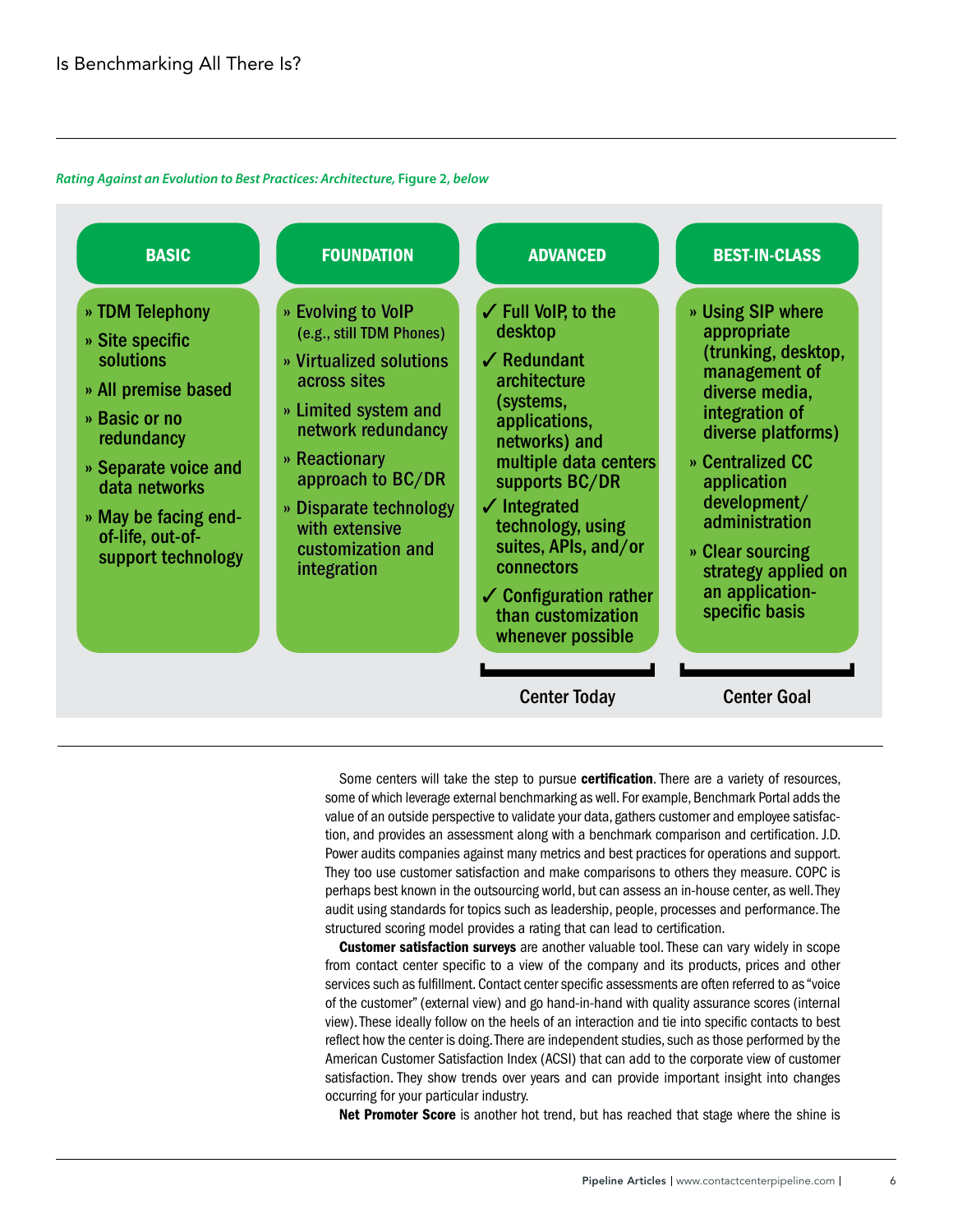*Rating Against an Evolution to Best Practices: Architecture,* **Figure 2,** *below*

| BASIC | FOUNDATION | ADVANCED | BEST-IN-CLASS |
| --- | --- | --- | --- |
| » TDM Telephony<br>» Site specific solutions<br>» All premise based<br>» Basic or no redundancy<br>» Separate voice and data networks<br>» May be facing end-of-life, out-of-support technology | » Evolving to VoIP (e.g., still TDM Phones)<br>» Virtualized solutions across sites<br>» Limited system and network redundancy<br>» Reactionary approach to BC/DR<br>» Disparate technology with extensive customization and integration | ✓ Full VoIP, to the desktop<br>✓ Redundant architecture (systems, applications, networks) and multiple data centers supports BC/DR<br>✓ Integrated technology, using suites, APIs, and/or connectors<br>✓ Configuration rather than customization whenever possible | » Using SIP where appropriate (trunking, desktop, management of diverse media, integration of diverse platforms)<br>» Centralized CC application development/ administration<br>» Clear sourcing strategy applied on an application-specific basis |
| | | Center Today | Center Goal |

Some centers will take the step to pursue **certification**. There are a variety of resources, some of which leverage external benchmarking as well. For example, Benchmark Portal adds the value of an outside perspective to validate your data, gathers customer and employee satisfaction, and provides an assessment along with a benchmark comparison and certification. J.D. Power audits companies against many metrics and best practices for operations and support. They too use customer satisfaction and make comparisons to others they measure. COPC is perhaps best known in the outsourcing world, but can assess an in-house center, as well. They audit using standards for topics such as leadership, people, processes and performance. The structured scoring model provides a rating that can lead to certification.

**Customer satisfaction surveys** are another valuable tool. These can vary widely in scope from contact center specific to a view of the company and its products, prices and other services such as fulfillment. Contact center specific assessments are often referred to as "voice of the customer" (external view) and go hand-in-hand with quality assurance scores (internal view). These ideally follow on the heels of an interaction and tie into specific contacts to best reflect how the center is doing. There are independent studies, such as those performed by the American Customer Satisfaction Index (ACSI) that can add to the corporate view of customer satisfaction. They show trends over years and can provide important insight into changes occurring for your particular industry.

**Net Promoter Score** is another hot trend, but has reached that stage where the shine is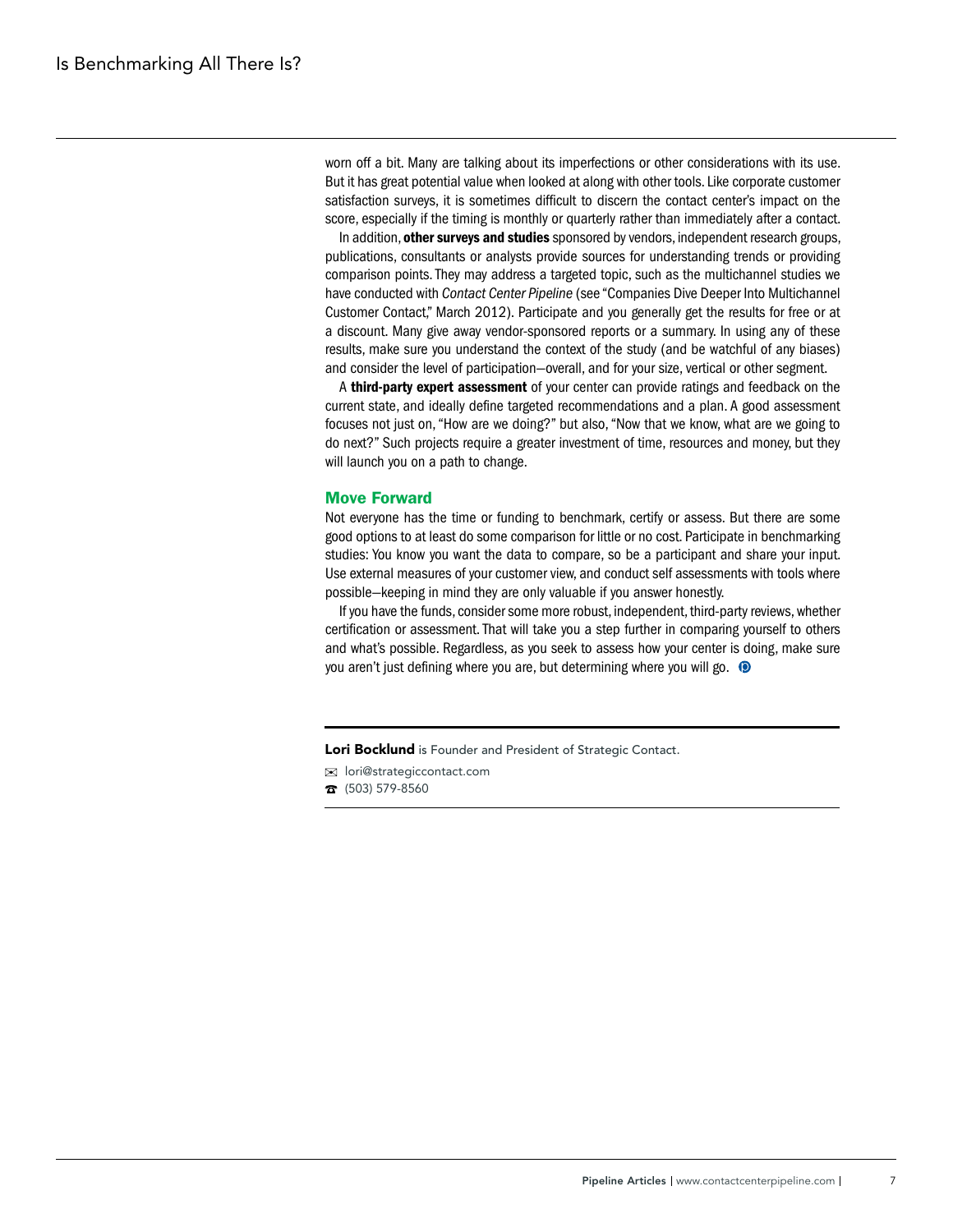worn off a bit. Many are talking about its imperfections or other considerations with its use. But it has great potential value when looked at along with other tools. Like corporate customer satisfaction surveys, it is sometimes difficult to discern the contact center's impact on the score, especially if the timing is monthly or quarterly rather than immediately after a contact.

In addition, **other surveys and studies** sponsored by vendors, independent research groups, publications, consultants or analysts provide sources for understanding trends or providing comparison points. They may address a targeted topic, such as the multichannel studies we have conducted with *Contact Center Pipeline* (see "Companies Dive Deeper Into Multichannel Customer Contact," March 2012). Participate and you generally get the results for free or at a discount. Many give away vendor-sponsored reports or a summary. In using any of these results, make sure you understand the context of the study (and be watchful of any biases) and consider the level of participation—overall, and for your size, vertical or other segment.

A **third-party expert assessment** of your center can provide ratings and feedback on the current state, and ideally define targeted recommendations and a plan. A good assessment focuses not just on, "How are we doing?" but also, "Now that we know, what are we going to do next?" Such projects require a greater investment of time, resources and money, but they will launch you on a path to change.

## Move Forward

Not everyone has the time or funding to benchmark, certify or assess. But there are some good options to at least do some comparison for little or no cost. Participate in benchmarking studies: You know you want the data to compare, so be a participant and share your input. Use external measures of your customer view, and conduct self assessments with tools where possible—keeping in mind they are only valuable if you answer honestly.

If you have the funds, consider some more robust, independent, third-party reviews, whether certification or assessment. That will take you a step further in comparing yourself to others and what's possible. Regardless, as you seek to assess how your center is doing, make sure you aren't just defining where you are, but determining where you will go.

---

**Lori Bocklund** is Founder and President of Strategic Contact.

lori@strategiccontact.com

(503) 579-8560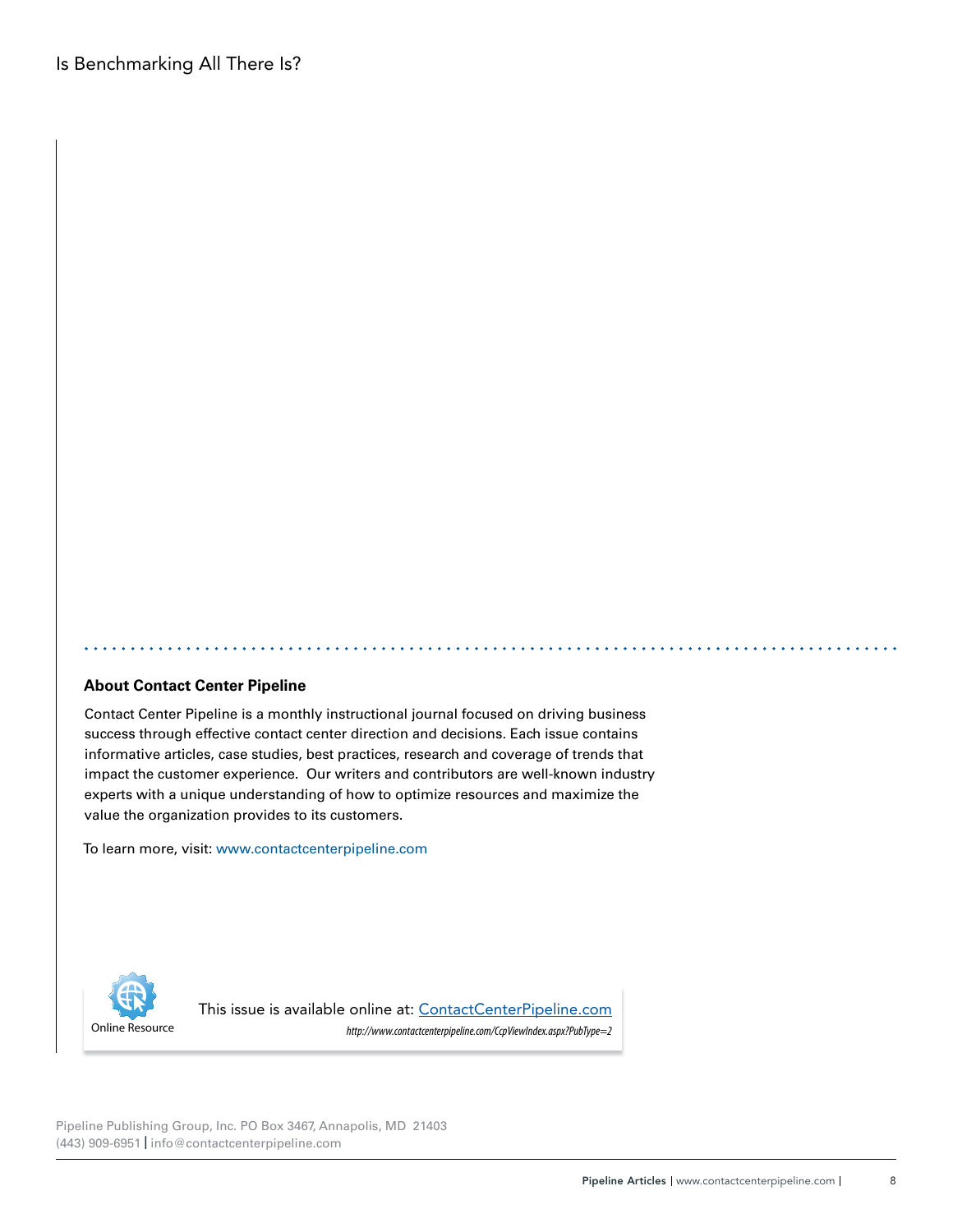## About Contact Center Pipeline

Contact Center Pipeline is a monthly instructional journal focused on driving business success through effective contact center direction and decisions. Each issue contains informative articles, case studies, best practices, research and coverage of trends that impact the customer experience. Our writers and contributors are well-known industry experts with a unique understanding of how to optimize resources and maximize the value the organization provides to its customers.

To learn more, visit: www.contactcenterpipeline.com

Online Resource

This issue is available online at: ContactCenterPipeline.com

*http://www.contactcenterpipeline.com/CcpViewIndex.aspx?PubType=2*

Pipeline Publishing Group, Inc. PO Box 3467, Annapolis, MD 21403
(443) 909-6951 | info@contactcenterpipeline.com